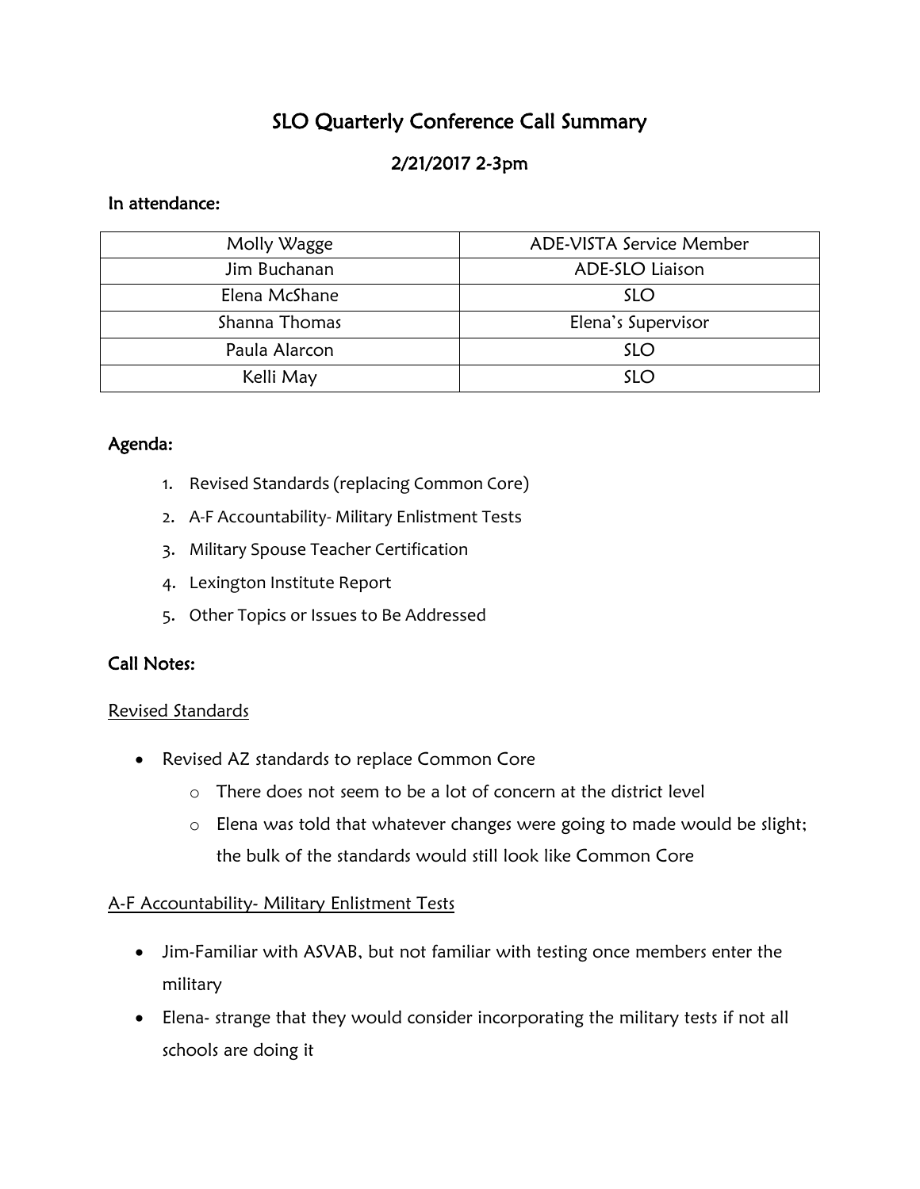# SLO Quarterly Conference Call Summary

## 2/21/2017 2-3pm

**In attendance:**

| | |
|---|---|
| Molly Wagge | ADE-VISTA Service Member |
| Jim Buchanan | ADE-SLO Liaison |
| Elena McShane | SLO |
| Shanna Thomas | Elena's Supervisor |
| Paula Alarcon | SLO |
| Kelli May | SLO |

**Agenda:**

1. Revised Standards (replacing Common Core)
2. A-F Accountability- Military Enlistment Tests
3. Military Spouse Teacher Certification
4. Lexington Institute Report
5. Other Topics or Issues to Be Addressed

**Call Notes:**

<u>Revised Standards</u>

- Revised AZ standards to replace Common Core
  - There does not seem to be a lot of concern at the district level
  - Elena was told that whatever changes were going to made would be slight; the bulk of the standards would still look like Common Core

<u>A-F Accountability- Military Enlistment Tests</u>

- Jim-Familiar with ASVAB, but not familiar with testing once members enter the military
- Elena- strange that they would consider incorporating the military tests if not all schools are doing it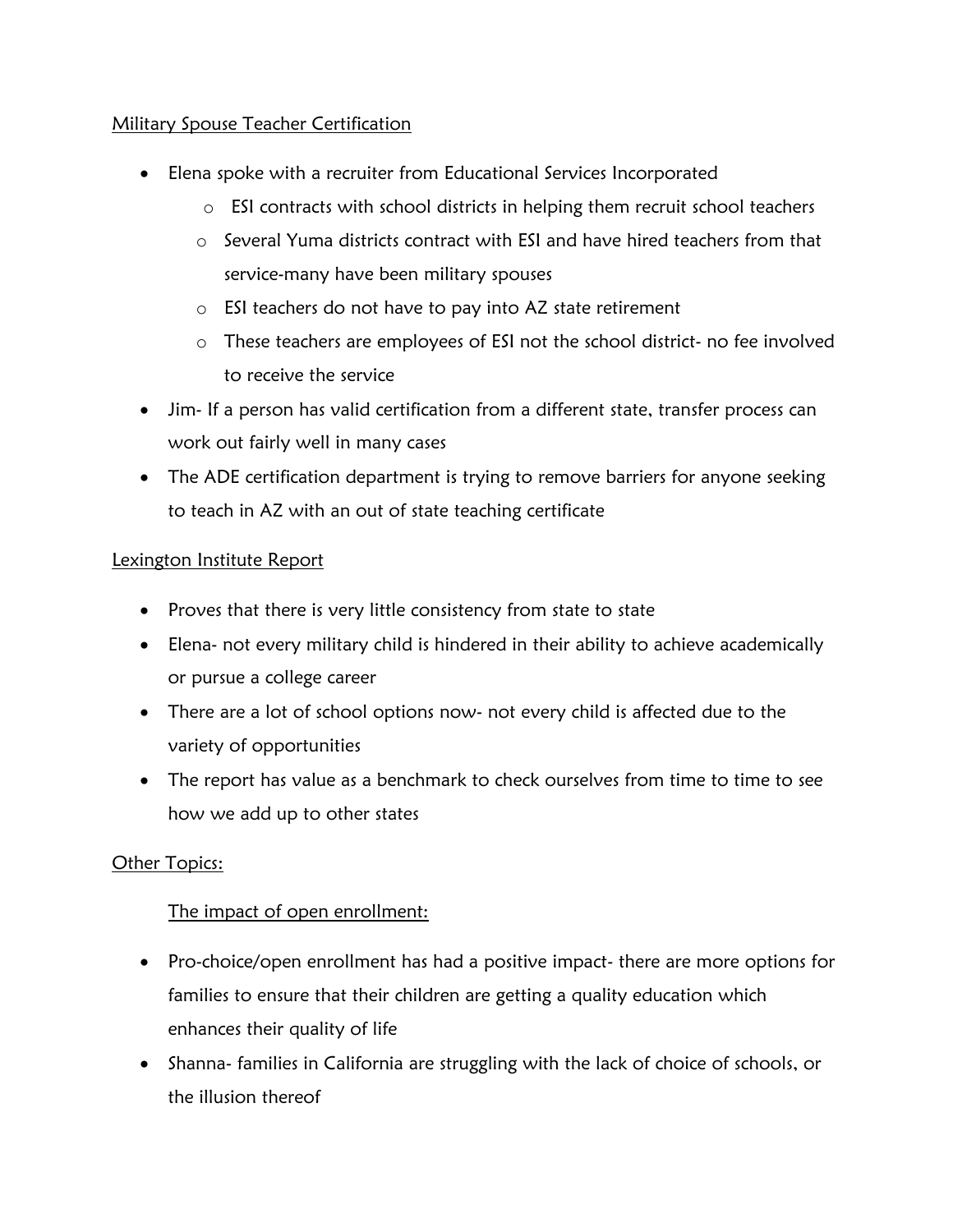<u>Military Spouse Teacher Certification</u>

- Elena spoke with a recruiter from Educational Services Incorporated
  - ESI contracts with school districts in helping them recruit school teachers
  - Several Yuma districts contract with ESI and have hired teachers from that service-many have been military spouses
  - ESI teachers do not have to pay into AZ state retirement
  - These teachers are employees of ESI not the school district- no fee involved to receive the service
- Jim- If a person has valid certification from a different state, transfer process can work out fairly well in many cases
- The ADE certification department is trying to remove barriers for anyone seeking to teach in AZ with an out of state teaching certificate

<u>Lexington Institute Report</u>

- Proves that there is very little consistency from state to state
- Elena- not every military child is hindered in their ability to achieve academically or pursue a college career
- There are a lot of school options now- not every child is affected due to the variety of opportunities
- The report has value as a benchmark to check ourselves from time to time to see how we add up to other states

<u>Other Topics:</u>

<u>The impact of open enrollment:</u>

- Pro-choice/open enrollment has had a positive impact- there are more options for families to ensure that their children are getting a quality education which enhances their quality of life
- Shanna- families in California are struggling with the lack of choice of schools, or the illusion thereof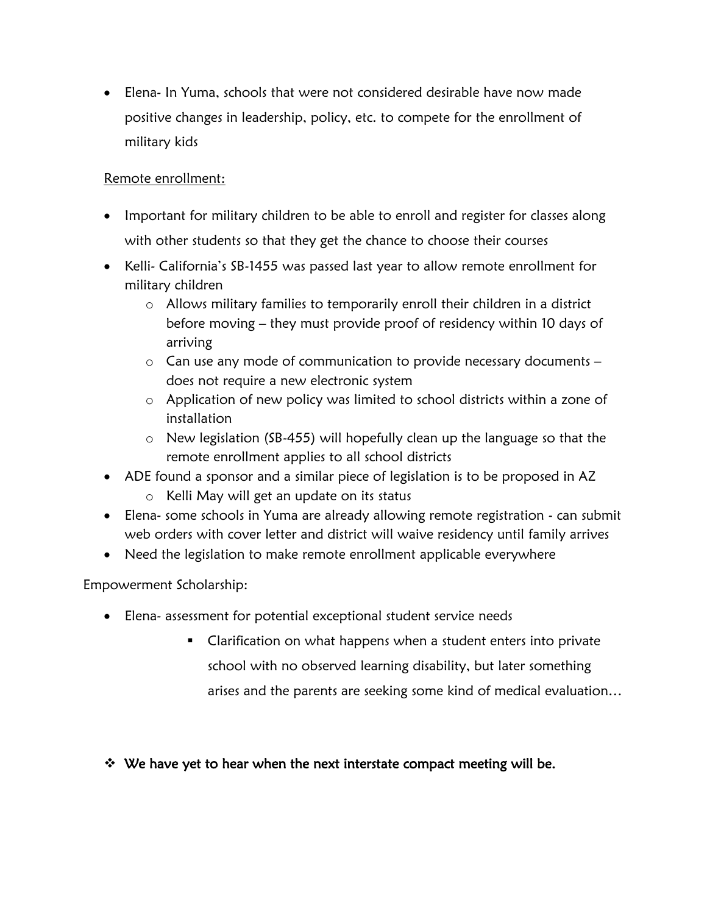- Elena- In Yuma, schools that were not considered desirable have now made positive changes in leadership, policy, etc. to compete for the enrollment of military kids

<u>Remote enrollment:</u>

- Important for military children to be able to enroll and register for classes along with other students so that they get the chance to choose their courses
- Kelli- California's SB-1455 was passed last year to allow remote enrollment for military children
  - Allows military families to temporarily enroll their children in a district before moving – they must provide proof of residency within 10 days of arriving
  - Can use any mode of communication to provide necessary documents – does not require a new electronic system
  - Application of new policy was limited to school districts within a zone of installation
  - New legislation (SB-455) will hopefully clean up the language so that the remote enrollment applies to all school districts
- ADE found a sponsor and a similar piece of legislation is to be proposed in AZ
  - Kelli May will get an update on its status
- Elena- some schools in Yuma are already allowing remote registration - can submit web orders with cover letter and district will waive residency until family arrives
- Need the legislation to make remote enrollment applicable everywhere

Empowerment Scholarship:

- Elena- assessment for potential exceptional student service needs
  - Clarification on what happens when a student enters into private school with no observed learning disability, but later something arises and the parents are seeking some kind of medical evaluation…

❖ **We have yet to hear when the next interstate compact meeting will be.**